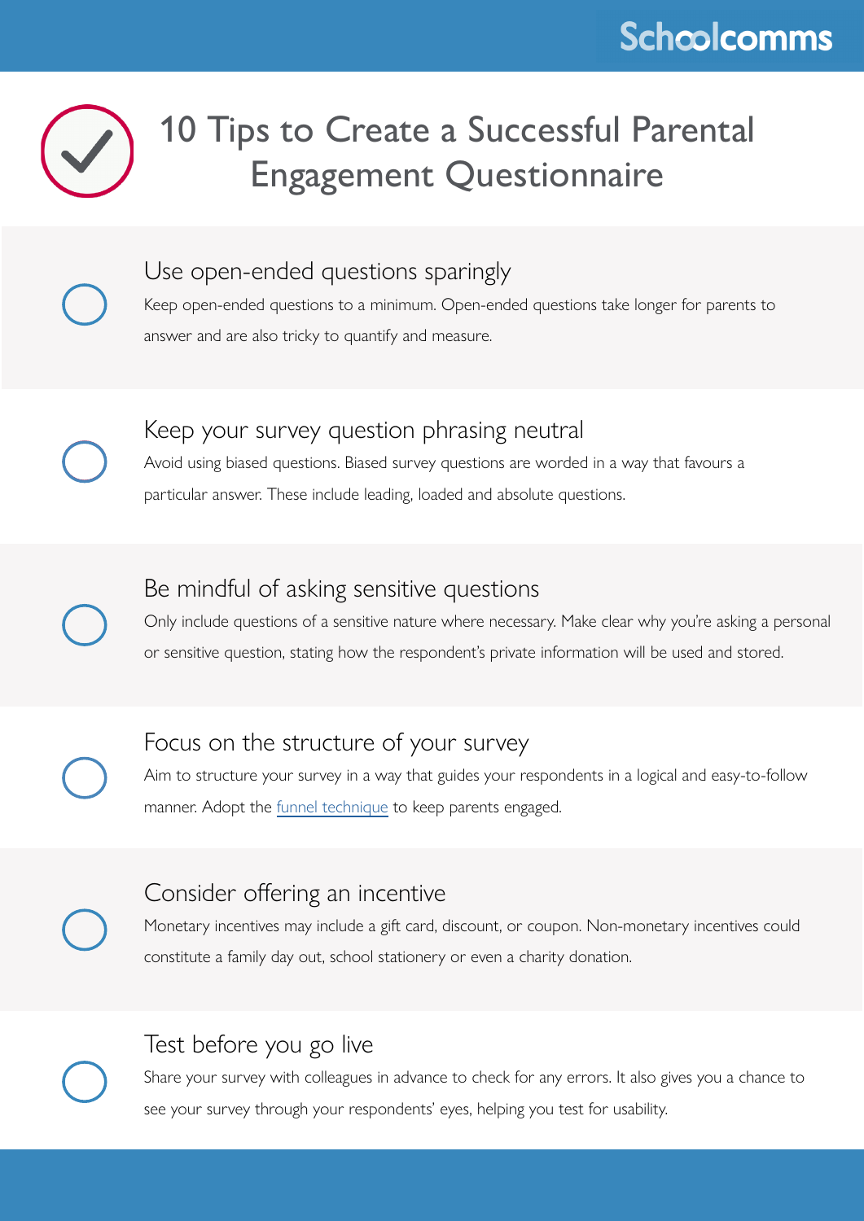# 10 Tips to Create a Successful Parental Engagement Questionnaire

## Use open-ended questions sparingly

Keep open-ended questions to a minimum. Open-ended questions take longer for parents to answer and are also tricky to quantify and measure.

## Keep your survey question phrasing neutral

Avoid using biased questions. Biased survey questions are worded in a way that favours a particular answer. These include leading, loaded and absolute questions.

## Be mindful of asking sensitive questions

Only include questions of a sensitive nature where necessary. Make clear why you're asking a personal or sensitive question, stating how the respondent's private information will be used and stored.

## Focus on the structure of your survey

Aim to structure your survey in a way that guides your respondents in a logical and easy-to-follow manner. Adopt the funnel technique to keep parents engaged.

## Consider offering an incentive

Monetary incentives may include a gift card, discount, or coupon. Non-monetary incentives could constitute a family day out, school stationery or even a charity donation.

## Test before you go live

Share your survey with colleagues in advance to check for any errors. It also gives you a chance to see your survey through your respondents' eyes, helping you test for usability.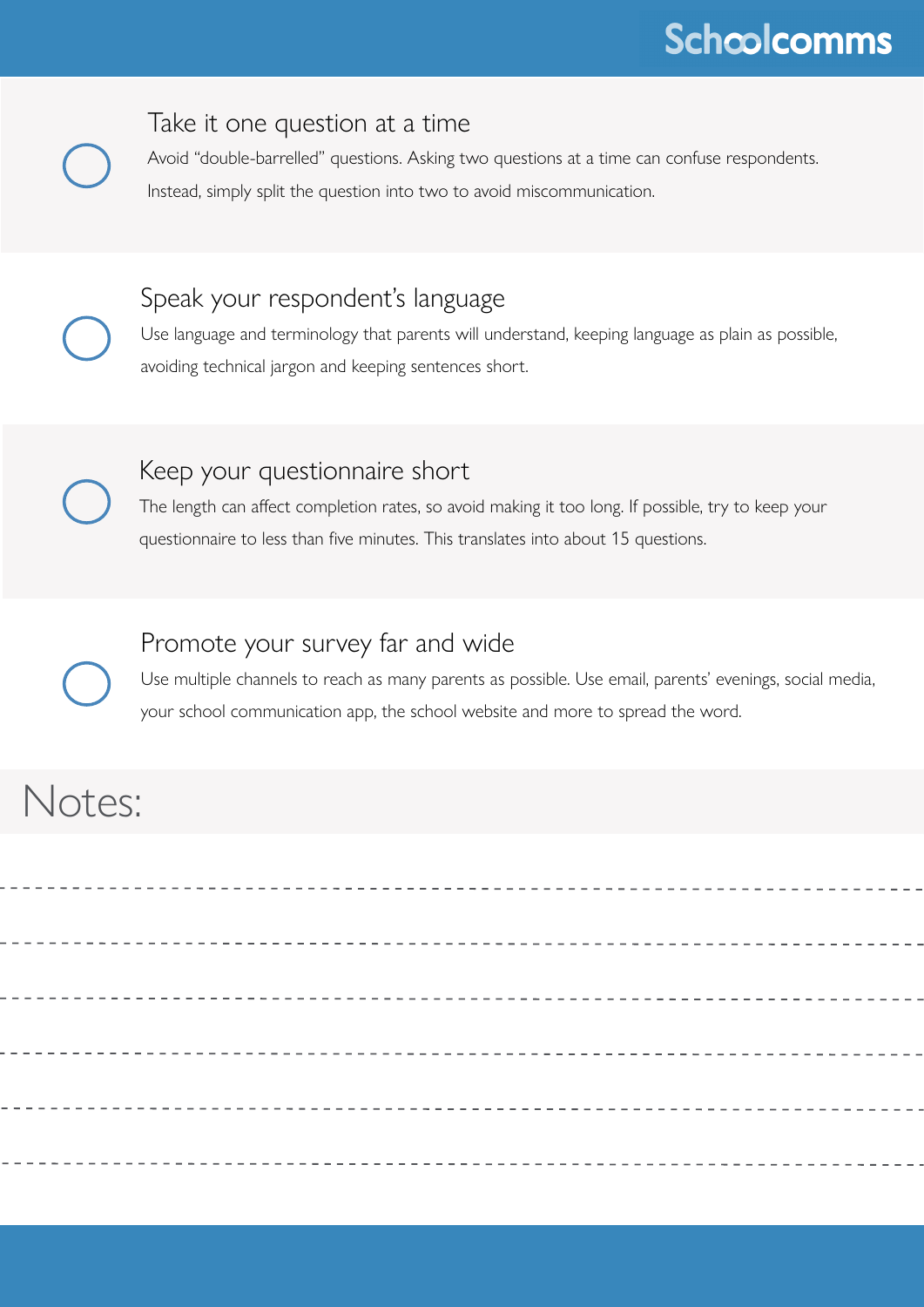## Take it one question at a time

Avoid "double-barrelled" questions. Asking two questions at a time can confuse respondents. Instead, simply split the question into two to avoid miscommunication.

## Speak your respondent's language

Use language and terminology that parents will understand, keeping language as plain as possible, avoiding technical jargon and keeping sentences short.

## Keep your questionnaire short

The length can affect completion rates, so avoid making it too long. If possible, try to keep your questionnaire to less than five minutes. This translates into about 15 questions.

## Promote your survey far and wide

Use multiple channels to reach as many parents as possible. Use email, parents' evenings, social media, your school communication app, the school website and more to spread the word.

# Notes: